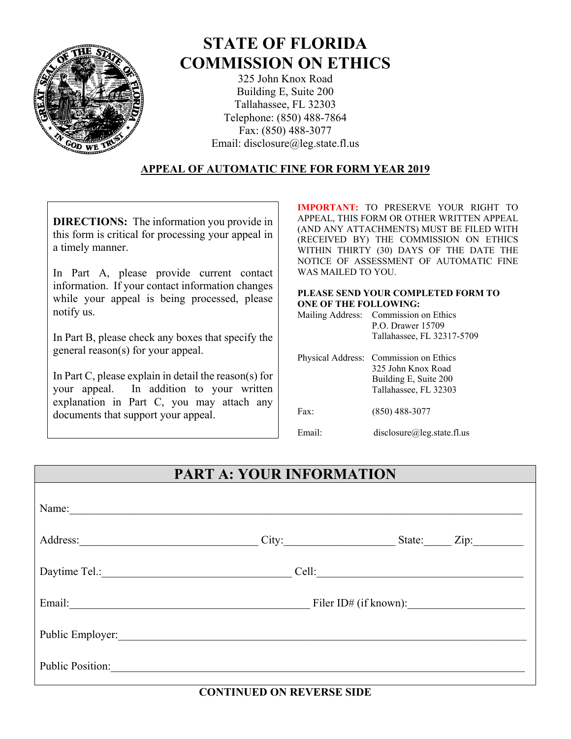# STATE OF FLORIDA
# COMMISSION ON ETHICS

325 John Knox Road
Building E, Suite 200
Tallahassee, FL 32303
Telephone: (850) 488-7864
Fax: (850) 488-3077
Email: disclosure@leg.state.fl.us

## APPEAL OF AUTOMATIC FINE FOR FORM YEAR 2019

**DIRECTIONS:** The information you provide in this form is critical for processing your appeal in a timely manner.

In Part A, please provide current contact information. If your contact information changes while your appeal is being processed, please notify us.

In Part B, please check any boxes that specify the general reason(s) for your appeal.

In Part C, please explain in detail the reason(s) for your appeal. In addition to your written explanation in Part C, you may attach any documents that support your appeal.

**IMPORTANT:** TO PRESERVE YOUR RIGHT TO APPEAL, THIS FORM OR OTHER WRITTEN APPEAL (AND ANY ATTACHMENTS) MUST BE FILED WITH (RECEIVED BY) THE COMMISSION ON ETHICS WITHIN THIRTY (30) DAYS OF THE DATE THE NOTICE OF ASSESSMENT OF AUTOMATIC FINE WAS MAILED TO YOU.

**PLEASE SEND YOUR COMPLETED FORM TO ONE OF THE FOLLOWING:**

Mailing Address: Commission on Ethics
P.O. Drawer 15709
Tallahassee, FL 32317-5709

Physical Address: Commission on Ethics
325 John Knox Road
Building E, Suite 200
Tallahassee, FL 32303

Fax: (850) 488-3077

Email: disclosure@leg.state.fl.us

## PART A: YOUR INFORMATION

Name:\_\_\_\_\_\_\_\_\_\_\_\_\_\_\_\_\_\_\_\_\_\_\_\_\_\_\_\_\_\_\_\_\_\_\_\_\_\_\_\_

Address:\_\_\_\_\_\_\_\_\_\_\_\_\_\_\_\_\_\_\_\_ City:\_\_\_\_\_\_\_\_\_\_\_\_\_\_ State:\_\_\_\_ Zip:\_\_\_\_\_\_\_

Daytime Tel.:\_\_\_\_\_\_\_\_\_\_\_\_\_\_\_\_\_\_\_\_ Cell:\_\_\_\_\_\_\_\_\_\_\_\_\_\_\_\_\_\_\_\_

Email:\_\_\_\_\_\_\_\_\_\_\_\_\_\_\_\_\_\_\_\_\_\_\_\_ Filer ID# (if known):\_\_\_\_\_\_\_\_\_\_\_\_\_\_

Public Employer:\_\_\_\_\_\_\_\_\_\_\_\_\_\_\_\_\_\_\_\_\_\_\_\_\_\_\_\_\_\_\_\_\_\_\_\_\_\_\_\_

Public Position:\_\_\_\_\_\_\_\_\_\_\_\_\_\_\_\_\_\_\_\_\_\_\_\_\_\_\_\_\_\_\_\_\_\_\_\_\_\_\_\_

**CONTINUED ON REVERSE SIDE**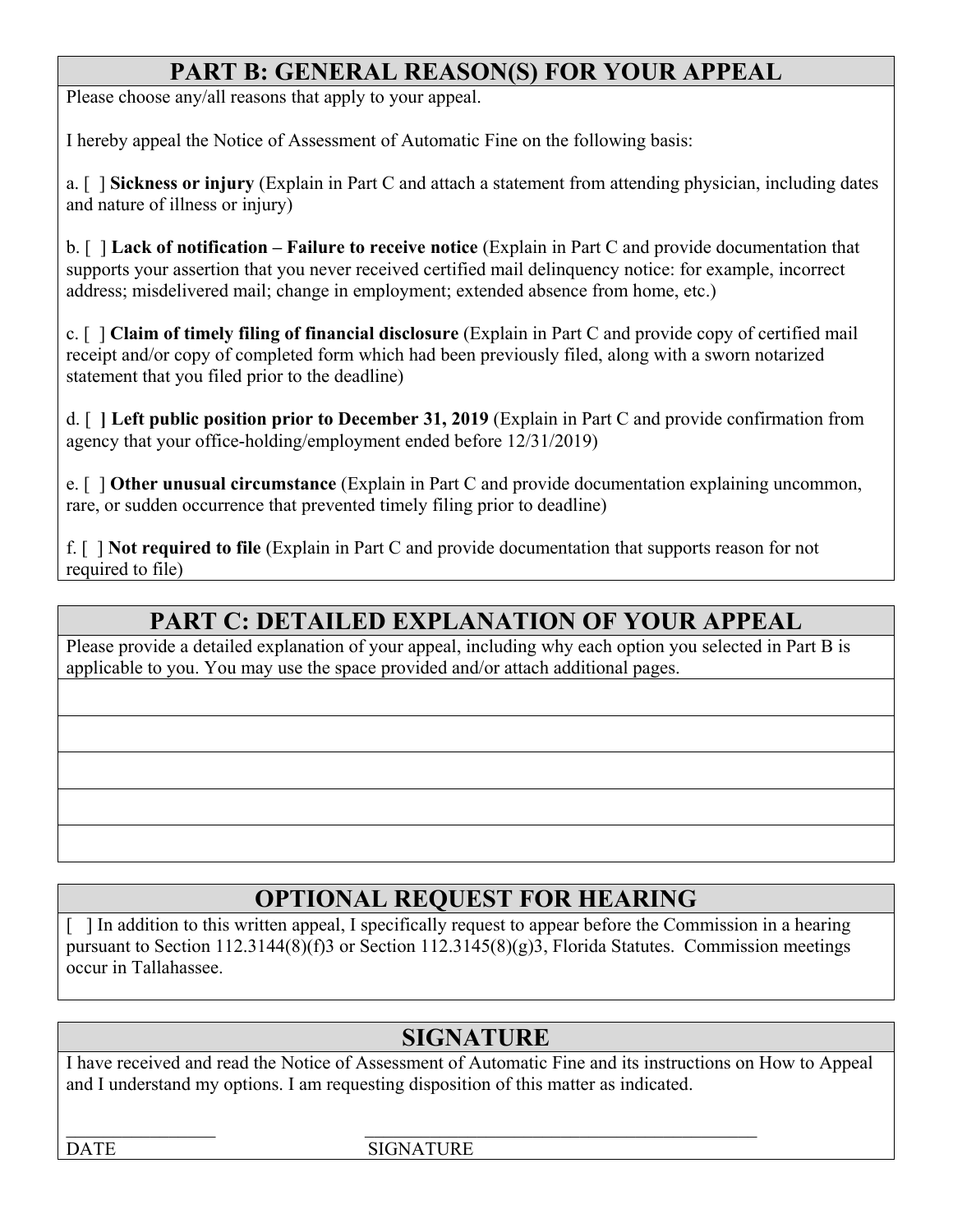## PART B: GENERAL REASON(S) FOR YOUR APPEAL

Please choose any/all reasons that apply to your appeal.

I hereby appeal the Notice of Assessment of Automatic Fine on the following basis:

a. [ ] **Sickness or injury** (Explain in Part C and attach a statement from attending physician, including dates and nature of illness or injury)

b. [ ] **Lack of notification – Failure to receive notice** (Explain in Part C and provide documentation that supports your assertion that you never received certified mail delinquency notice: for example, incorrect address; misdelivered mail; change in employment; extended absence from home, etc.)

c. [ ] **Claim of timely filing of financial disclosure** (Explain in Part C and provide copy of certified mail receipt and/or copy of completed form which had been previously filed, along with a sworn notarized statement that you filed prior to the deadline)

d. [ **] Left public position prior to December 31, 2019** (Explain in Part C and provide confirmation from agency that your office-holding/employment ended before 12/31/2019)

e. [ ] **Other unusual circumstance** (Explain in Part C and provide documentation explaining uncommon, rare, or sudden occurrence that prevented timely filing prior to deadline)

f. [ ] **Not required to file** (Explain in Part C and provide documentation that supports reason for not required to file)

## PART C: DETAILED EXPLANATION OF YOUR APPEAL

Please provide a detailed explanation of your appeal, including why each option you selected in Part B is applicable to you. You may use the space provided and/or attach additional pages.

## OPTIONAL REQUEST FOR HEARING

[ ] In addition to this written appeal, I specifically request to appear before the Commission in a hearing pursuant to Section 112.3144(8)(f)3 or Section 112.3145(8)(g)3, Florida Statutes. Commission meetings occur in Tallahassee.

## SIGNATURE

I have received and read the Notice of Assessment of Automatic Fine and its instructions on How to Appeal and I understand my options. I am requesting disposition of this matter as indicated.

_______________ DATE

_________________________________________ SIGNATURE